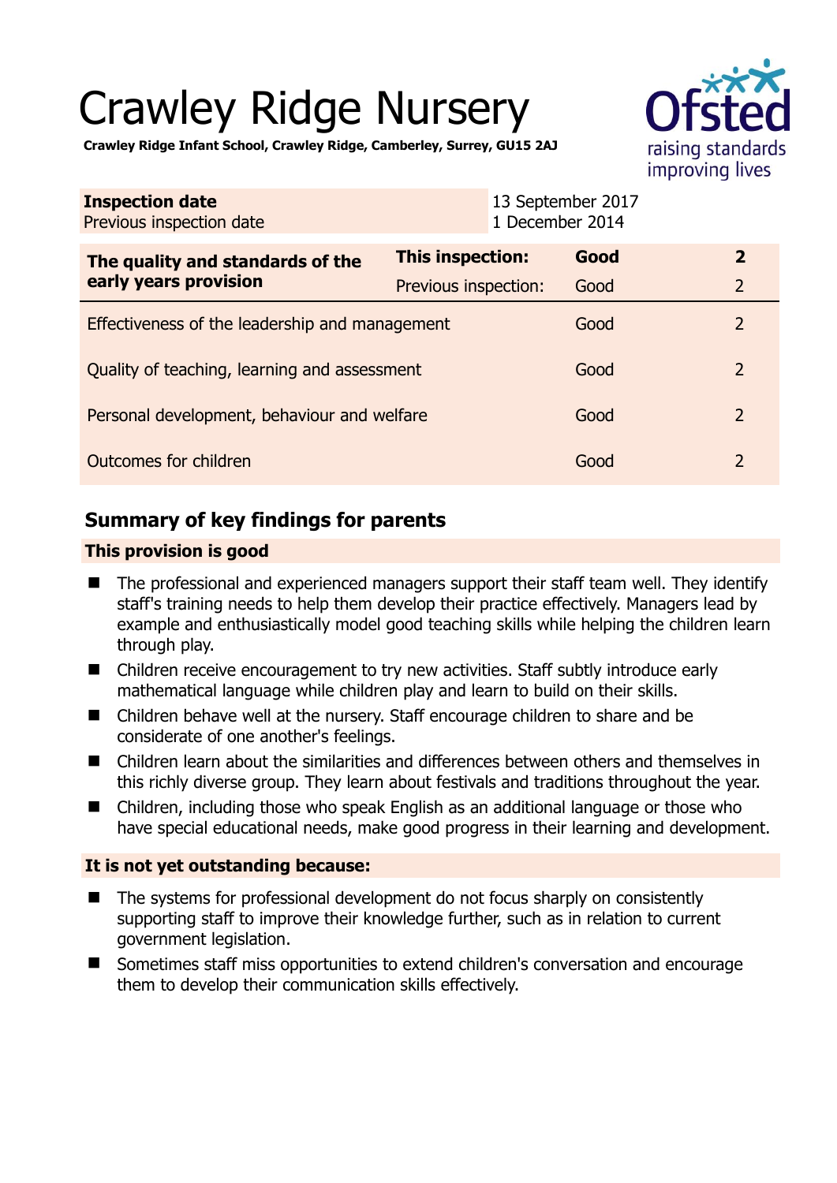# Crawley Ridge Nursery

**Crawley Ridge Infant School, Crawley Ridge, Camberley, Surrey, GU15 2AJ**

| **Inspection date** | 13 September 2017 |
|---|---|
| Previous inspection date | 1 December 2014 |

| **The quality and standards of the early years provision** | **This inspection:** | **Good** | **2** |
|---|---|---|---|
| | Previous inspection: | Good | 2 |
| Effectiveness of the leadership and management | | Good | 2 |
| Quality of teaching, learning and assessment | | Good | 2 |
| Personal development, behaviour and welfare | | Good | 2 |
| Outcomes for children | | Good | 2 |

## Summary of key findings for parents

### This provision is good

- The professional and experienced managers support their staff team well. They identify staff's training needs to help them develop their practice effectively. Managers lead by example and enthusiastically model good teaching skills while helping the children learn through play.
- Children receive encouragement to try new activities. Staff subtly introduce early mathematical language while children play and learn to build on their skills.
- Children behave well at the nursery. Staff encourage children to share and be considerate of one another's feelings.
- Children learn about the similarities and differences between others and themselves in this richly diverse group. They learn about festivals and traditions throughout the year.
- Children, including those who speak English as an additional language or those who have special educational needs, make good progress in their learning and development.

### It is not yet outstanding because:

- The systems for professional development do not focus sharply on consistently supporting staff to improve their knowledge further, such as in relation to current government legislation.
- Sometimes staff miss opportunities to extend children's conversation and encourage them to develop their communication skills effectively.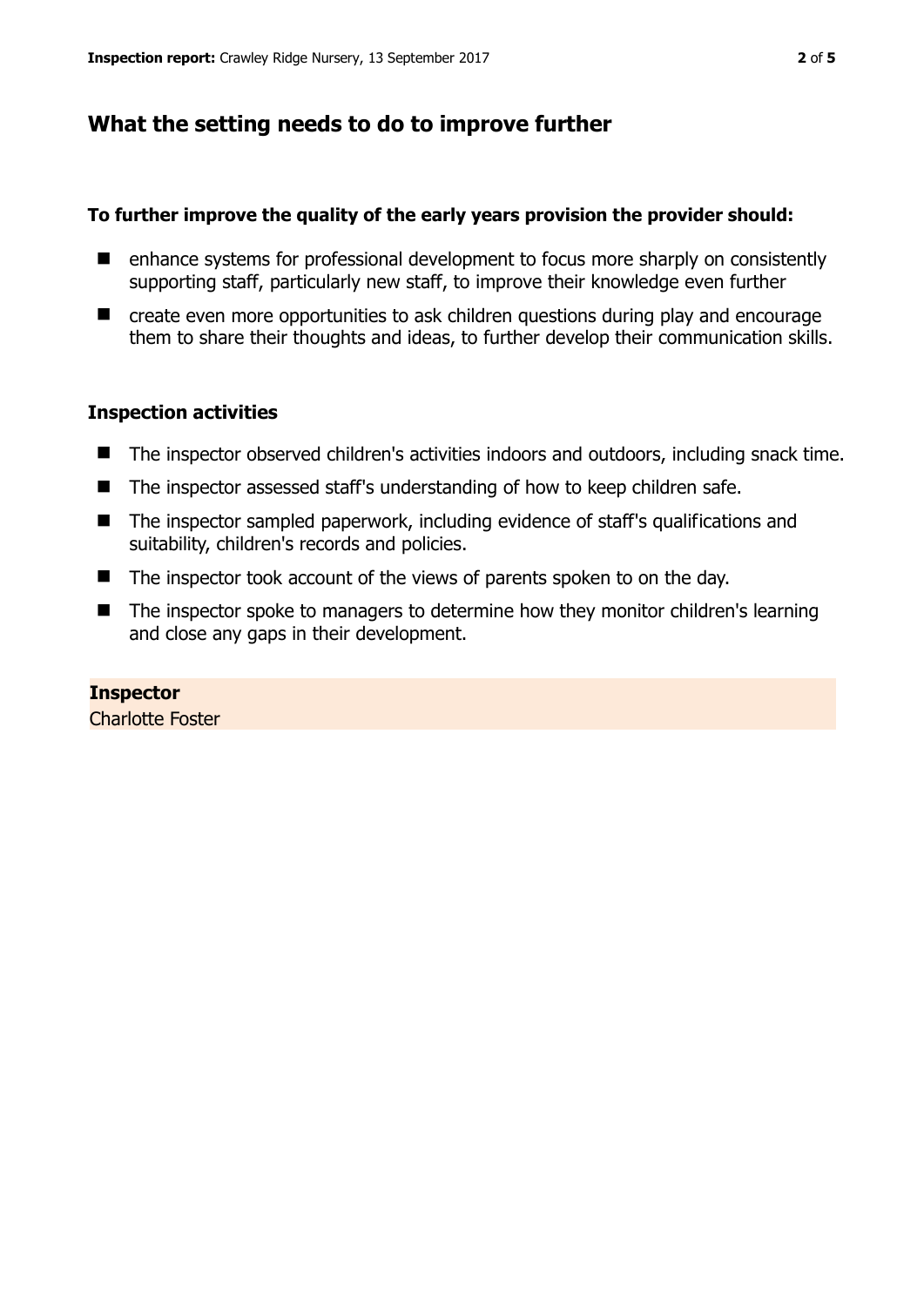## What the setting needs to do to improve further

**To further improve the quality of the early years provision the provider should:**

- enhance systems for professional development to focus more sharply on consistently supporting staff, particularly new staff, to improve their knowledge even further
- create even more opportunities to ask children questions during play and encourage them to share their thoughts and ideas, to further develop their communication skills.

### Inspection activities

- The inspector observed children's activities indoors and outdoors, including snack time.
- The inspector assessed staff's understanding of how to keep children safe.
- The inspector sampled paperwork, including evidence of staff's qualifications and suitability, children's records and policies.
- The inspector took account of the views of parents spoken to on the day.
- The inspector spoke to managers to determine how they monitor children's learning and close any gaps in their development.

**Inspector**
Charlotte Foster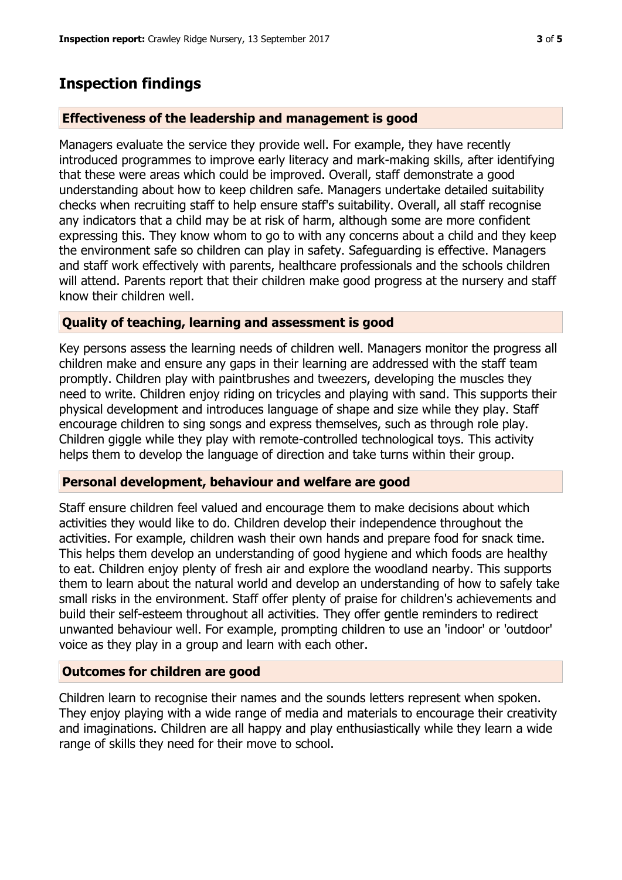# Inspection findings

### Effectiveness of the leadership and management is good

Managers evaluate the service they provide well. For example, they have recently introduced programmes to improve early literacy and mark-making skills, after identifying that these were areas which could be improved. Overall, staff demonstrate a good understanding about how to keep children safe. Managers undertake detailed suitability checks when recruiting staff to help ensure staff's suitability. Overall, all staff recognise any indicators that a child may be at risk of harm, although some are more confident expressing this. They know whom to go to with any concerns about a child and they keep the environment safe so children can play in safety. Safeguarding is effective. Managers and staff work effectively with parents, healthcare professionals and the schools children will attend. Parents report that their children make good progress at the nursery and staff know their children well.

### Quality of teaching, learning and assessment is good

Key persons assess the learning needs of children well. Managers monitor the progress all children make and ensure any gaps in their learning are addressed with the staff team promptly. Children play with paintbrushes and tweezers, developing the muscles they need to write. Children enjoy riding on tricycles and playing with sand. This supports their physical development and introduces language of shape and size while they play. Staff encourage children to sing songs and express themselves, such as through role play. Children giggle while they play with remote-controlled technological toys. This activity helps them to develop the language of direction and take turns within their group.

### Personal development, behaviour and welfare are good

Staff ensure children feel valued and encourage them to make decisions about which activities they would like to do. Children develop their independence throughout the activities. For example, children wash their own hands and prepare food for snack time. This helps them develop an understanding of good hygiene and which foods are healthy to eat. Children enjoy plenty of fresh air and explore the woodland nearby. This supports them to learn about the natural world and develop an understanding of how to safely take small risks in the environment. Staff offer plenty of praise for children's achievements and build their self-esteem throughout all activities. They offer gentle reminders to redirect unwanted behaviour well. For example, prompting children to use an 'indoor' or 'outdoor' voice as they play in a group and learn with each other.

### Outcomes for children are good

Children learn to recognise their names and the sounds letters represent when spoken. They enjoy playing with a wide range of media and materials to encourage their creativity and imaginations. Children are all happy and play enthusiastically while they learn a wide range of skills they need for their move to school.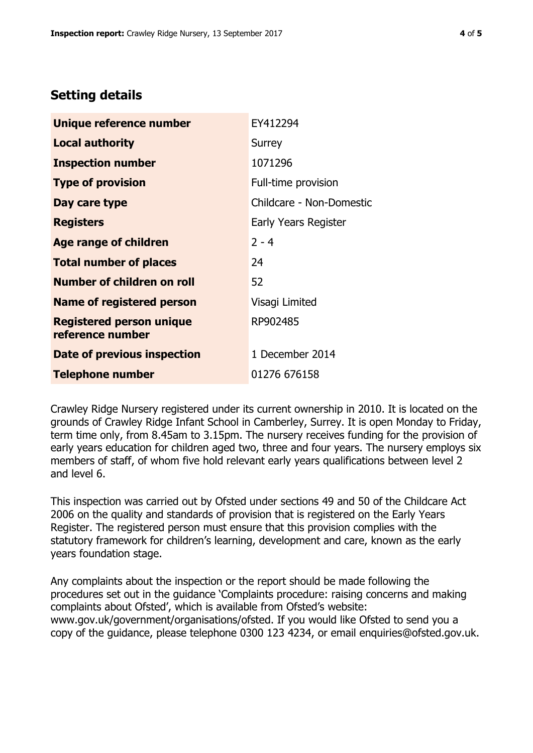## Setting details

| | |
|---|---|
| **Unique reference number** | EY412294 |
| **Local authority** | Surrey |
| **Inspection number** | 1071296 |
| **Type of provision** | Full-time provision |
| **Day care type** | Childcare - Non-Domestic |
| **Registers** | Early Years Register |
| **Age range of children** | 2 - 4 |
| **Total number of places** | 24 |
| **Number of children on roll** | 52 |
| **Name of registered person** | Visagi Limited |
| **Registered person unique reference number** | RP902485 |
| **Date of previous inspection** | 1 December 2014 |
| **Telephone number** | 01276 676158 |

Crawley Ridge Nursery registered under its current ownership in 2010. It is located on the grounds of Crawley Ridge Infant School in Camberley, Surrey. It is open Monday to Friday, term time only, from 8.45am to 3.15pm. The nursery receives funding for the provision of early years education for children aged two, three and four years. The nursery employs six members of staff, of whom five hold relevant early years qualifications between level 2 and level 6.

This inspection was carried out by Ofsted under sections 49 and 50 of the Childcare Act 2006 on the quality and standards of provision that is registered on the Early Years Register. The registered person must ensure that this provision complies with the statutory framework for children's learning, development and care, known as the early years foundation stage.

Any complaints about the inspection or the report should be made following the procedures set out in the guidance 'Complaints procedure: raising concerns and making complaints about Ofsted', which is available from Ofsted's website: www.gov.uk/government/organisations/ofsted. If you would like Ofsted to send you a copy of the guidance, please telephone 0300 123 4234, or email enquiries@ofsted.gov.uk.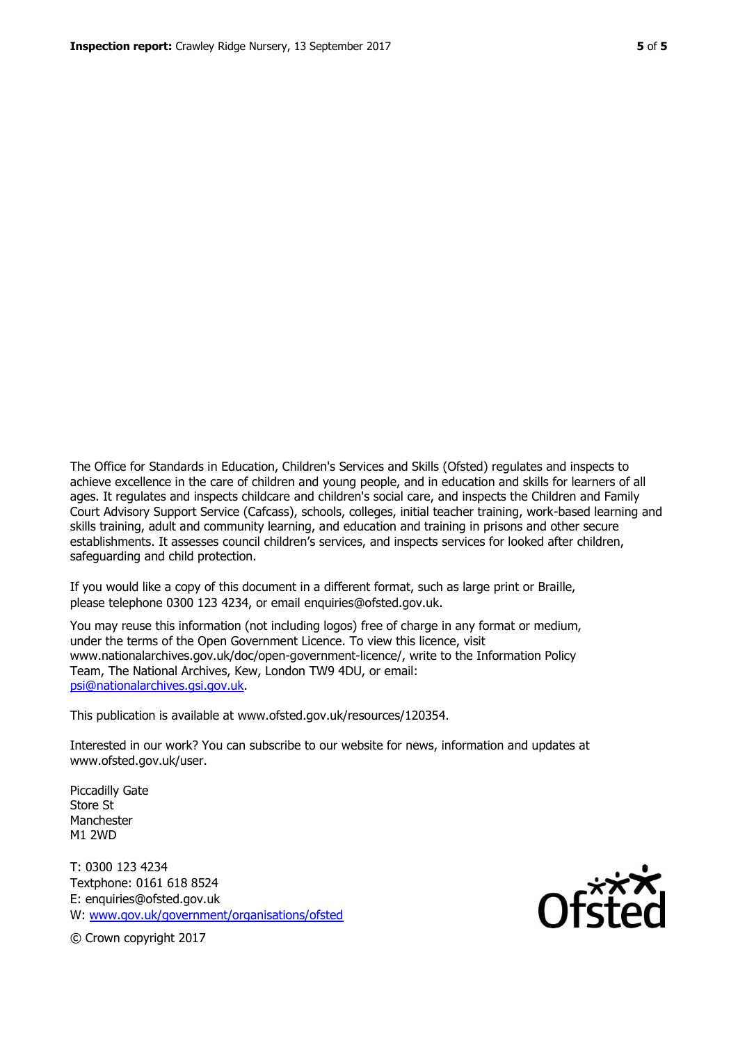The Office for Standards in Education, Children's Services and Skills (Ofsted) regulates and inspects to achieve excellence in the care of children and young people, and in education and skills for learners of all ages. It regulates and inspects childcare and children's social care, and inspects the Children and Family Court Advisory Support Service (Cafcass), schools, colleges, initial teacher training, work-based learning and skills training, adult and community learning, and education and training in prisons and other secure establishments. It assesses council children's services, and inspects services for looked after children, safeguarding and child protection.

If you would like a copy of this document in a different format, such as large print or Braille, please telephone 0300 123 4234, or email enquiries@ofsted.gov.uk.

You may reuse this information (not including logos) free of charge in any format or medium, under the terms of the Open Government Licence. To view this licence, visit www.nationalarchives.gov.uk/doc/open-government-licence/, write to the Information Policy Team, The National Archives, Kew, London TW9 4DU, or email: psi@nationalarchives.gsi.gov.uk.

This publication is available at www.ofsted.gov.uk/resources/120354.

Interested in our work? You can subscribe to our website for news, information and updates at www.ofsted.gov.uk/user.

Piccadilly Gate
Store St
Manchester
M1 2WD

T: 0300 123 4234
Textphone: 0161 618 8524
E: enquiries@ofsted.gov.uk
W: www.gov.uk/government/organisations/ofsted

© Crown copyright 2017